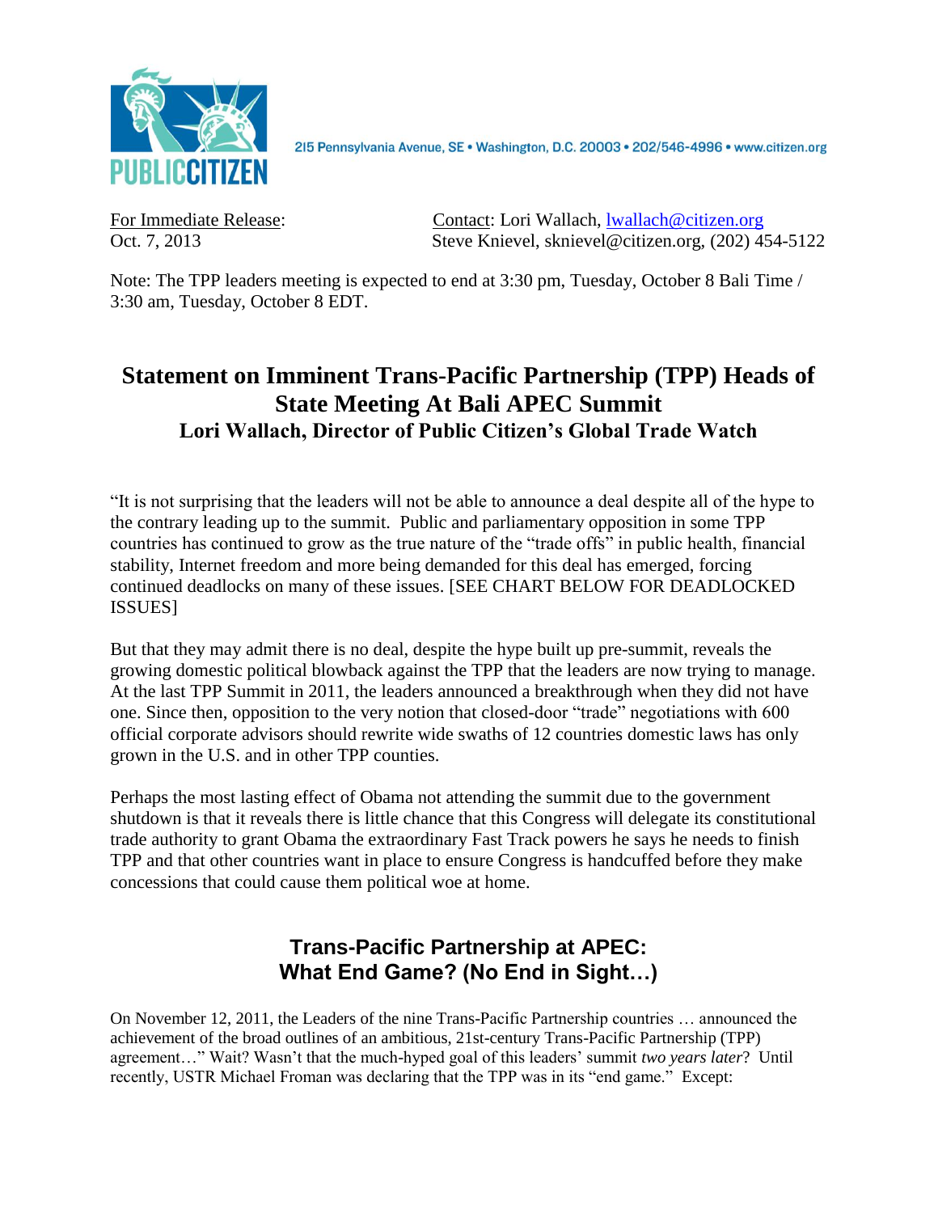PUBLIC CITIZEN

215 Pennsylvania Avenue, SE • Washington, D.C. 20003 • 202/546-4996 • www.citizen.org

For Immediate Release:
Oct. 7, 2013

Contact: Lori Wallach, lwallach@citizen.org
Steve Knievel, sknievel@citizen.org, (202) 454-5122

Note: The TPP leaders meeting is expected to end at 3:30 pm, Tuesday, October 8 Bali Time / 3:30 am, Tuesday, October 8 EDT.

# Statement on Imminent Trans-Pacific Partnership (TPP) Heads of State Meeting At Bali APEC Summit

### Lori Wallach, Director of Public Citizen's Global Trade Watch

"It is not surprising that the leaders will not be able to announce a deal despite all of the hype to the contrary leading up to the summit. Public and parliamentary opposition in some TPP countries has continued to grow as the true nature of the "trade offs" in public health, financial stability, Internet freedom and more being demanded for this deal has emerged, forcing continued deadlocks on many of these issues. [SEE CHART BELOW FOR DEADLOCKED ISSUES]

But that they may admit there is no deal, despite the hype built up pre-summit, reveals the growing domestic political blowback against the TPP that the leaders are now trying to manage. At the last TPP Summit in 2011, the leaders announced a breakthrough when they did not have one. Since then, opposition to the very notion that closed-door "trade" negotiations with 600 official corporate advisors should rewrite wide swaths of 12 countries domestic laws has only grown in the U.S. and in other TPP counties.

Perhaps the most lasting effect of Obama not attending the summit due to the government shutdown is that it reveals there is little chance that this Congress will delegate its constitutional trade authority to grant Obama the extraordinary Fast Track powers he says he needs to finish TPP and that other countries want in place to ensure Congress is handcuffed before they make concessions that could cause them political woe at home.

## Trans-Pacific Partnership at APEC: What End Game? (No End in Sight…)

On November 12, 2011, the Leaders of the nine Trans-Pacific Partnership countries … announced the achievement of the broad outlines of an ambitious, 21st-century Trans-Pacific Partnership (TPP) agreement…" Wait? Wasn't that the much-hyped goal of this leaders' summit *two years later*? Until recently, USTR Michael Froman was declaring that the TPP was in its "end game." Except: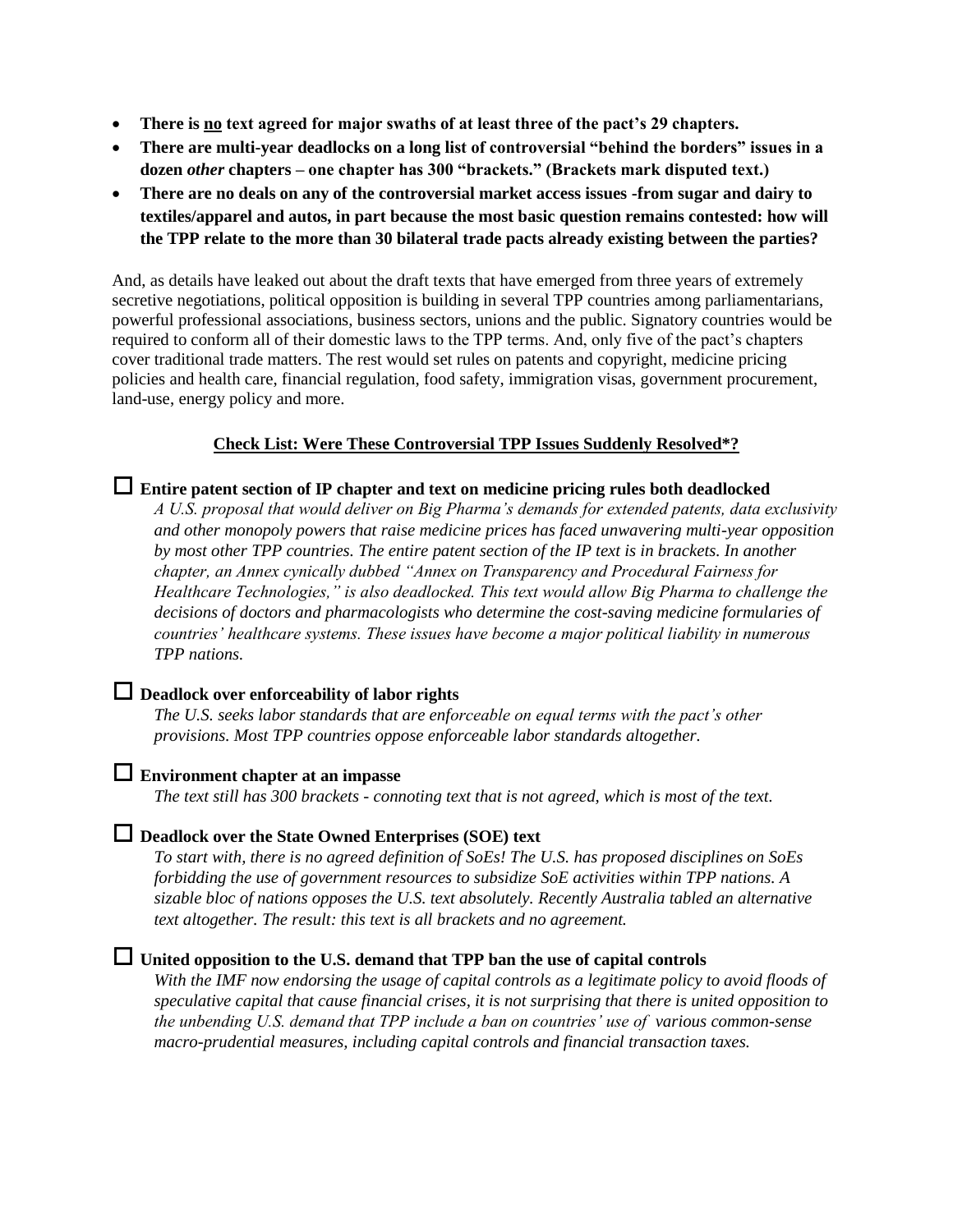- **There is <u>no</u> text agreed for major swaths of at least three of the pact's 29 chapters.**
- **There are multi-year deadlocks on a long list of controversial "behind the borders" issues in a dozen *other* chapters – one chapter has 300 "brackets." (Brackets mark disputed text.)**
- **There are no deals on any of the controversial market access issues -from sugar and dairy to textiles/apparel and autos, in part because the most basic question remains contested: how will the TPP relate to the more than 30 bilateral trade pacts already existing between the parties?**

And, as details have leaked out about the draft texts that have emerged from three years of extremely secretive negotiations, political opposition is building in several TPP countries among parliamentarians, powerful professional associations, business sectors, unions and the public. Signatory countries would be required to conform all of their domestic laws to the TPP terms. And, only five of the pact's chapters cover traditional trade matters. The rest would set rules on patents and copyright, medicine pricing policies and health care, financial regulation, food safety, immigration visas, government procurement, land-use, energy policy and more.

**<u>Check List: Were These Controversial TPP Issues Suddenly Resolved*?</u>**

☐ **Entire patent section of IP chapter and text on medicine pricing rules both deadlocked**

*A U.S. proposal that would deliver on Big Pharma's demands for extended patents, data exclusivity and other monopoly powers that raise medicine prices has faced unwavering multi-year opposition by most other TPP countries. The entire patent section of the IP text is in brackets. In another chapter, an Annex cynically dubbed "Annex on Transparency and Procedural Fairness for Healthcare Technologies," is also deadlocked. This text would allow Big Pharma to challenge the decisions of doctors and pharmacologists who determine the cost-saving medicine formularies of countries' healthcare systems. These issues have become a major political liability in numerous TPP nations.*

☐ **Deadlock over enforceability of labor rights**

*The U.S. seeks labor standards that are enforceable on equal terms with the pact's other provisions. Most TPP countries oppose enforceable labor standards altogether.*

☐ **Environment chapter at an impasse**

*The text still has 300 brackets - connoting text that is not agreed, which is most of the text.*

☐ **Deadlock over the State Owned Enterprises (SOE) text**

*To start with, there is no agreed definition of SoEs! The U.S. has proposed disciplines on SoEs forbidding the use of government resources to subsidize SoE activities within TPP nations. A sizable bloc of nations opposes the U.S. text absolutely. Recently Australia tabled an alternative text altogether. The result: this text is all brackets and no agreement.*

☐ **United opposition to the U.S. demand that TPP ban the use of capital controls**

*With the IMF now endorsing the usage of capital controls as a legitimate policy to avoid floods of speculative capital that cause financial crises, it is not surprising that there is united opposition to the unbending U.S. demand that TPP include a ban on countries' use of various common-sense macro-prudential measures, including capital controls and financial transaction taxes.*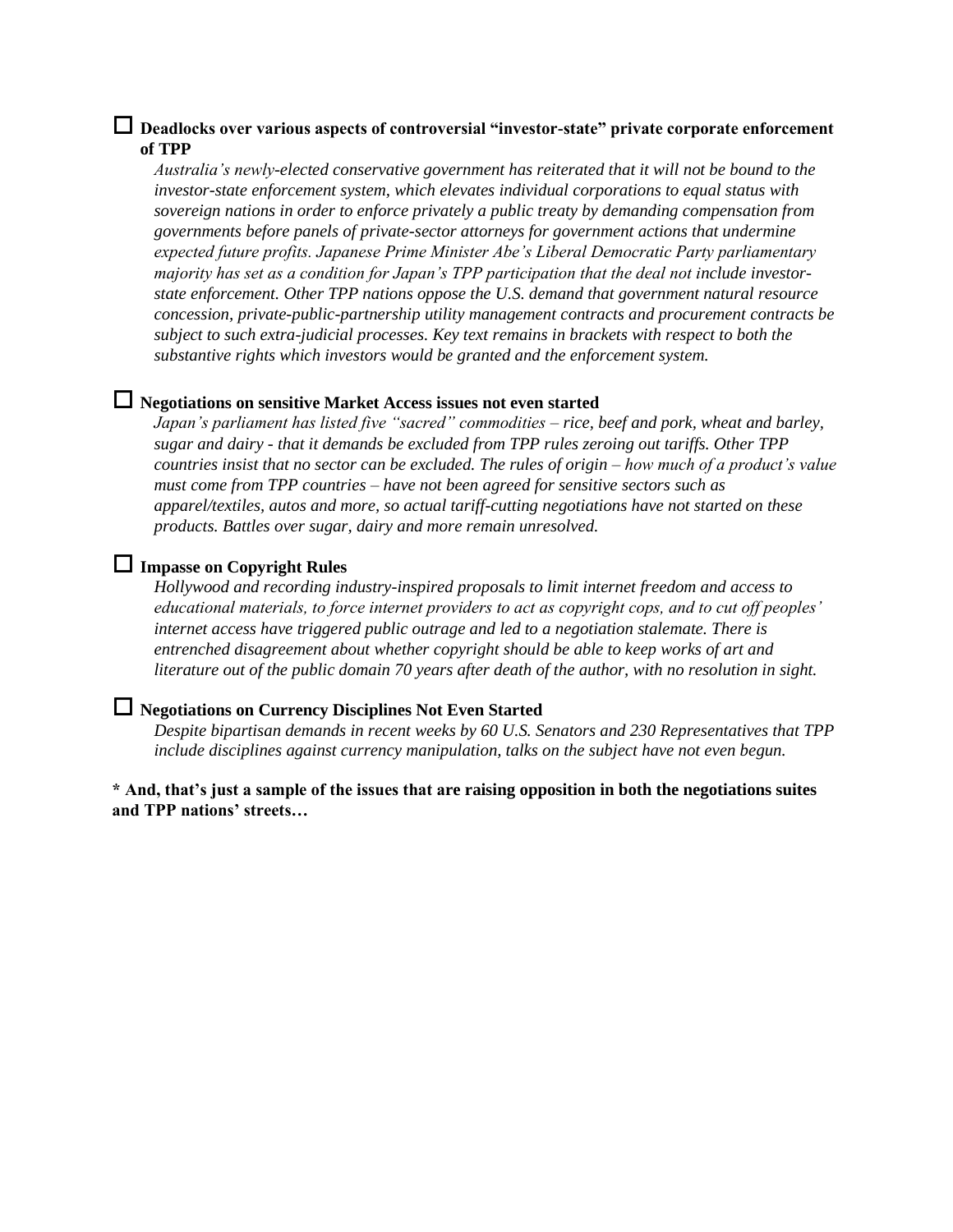☐ **Deadlocks over various aspects of controversial "investor-state" private corporate enforcement of TPP**

*Australia's newly-elected conservative government has reiterated that it will not be bound to the investor-state enforcement system, which elevates individual corporations to equal status with sovereign nations in order to enforce privately a public treaty by demanding compensation from governments before panels of private-sector attorneys for government actions that undermine expected future profits. Japanese Prime Minister Abe's Liberal Democratic Party parliamentary majority has set as a condition for Japan's TPP participation that the deal not include investor-state enforcement. Other TPP nations oppose the U.S. demand that government natural resource concession, private-public-partnership utility management contracts and procurement contracts be subject to such extra-judicial processes. Key text remains in brackets with respect to both the substantive rights which investors would be granted and the enforcement system.*

☐ **Negotiations on sensitive Market Access issues not even started**

*Japan's parliament has listed five "sacred" commodities – rice, beef and pork, wheat and barley, sugar and dairy - that it demands be excluded from TPP rules zeroing out tariffs. Other TPP countries insist that no sector can be excluded. The rules of origin – how much of a product's value must come from TPP countries – have not been agreed for sensitive sectors such as apparel/textiles, autos and more, so actual tariff-cutting negotiations have not started on these products. Battles over sugar, dairy and more remain unresolved.*

☐ **Impasse on Copyright Rules**

*Hollywood and recording industry-inspired proposals to limit internet freedom and access to educational materials, to force internet providers to act as copyright cops, and to cut off peoples' internet access have triggered public outrage and led to a negotiation stalemate. There is entrenched disagreement about whether copyright should be able to keep works of art and literature out of the public domain 70 years after death of the author, with no resolution in sight.*

☐ **Negotiations on Currency Disciplines Not Even Started**

*Despite bipartisan demands in recent weeks by 60 U.S. Senators and 230 Representatives that TPP include disciplines against currency manipulation, talks on the subject have not even begun.*

**\* And, that's just a sample of the issues that are raising opposition in both the negotiations suites and TPP nations' streets…**